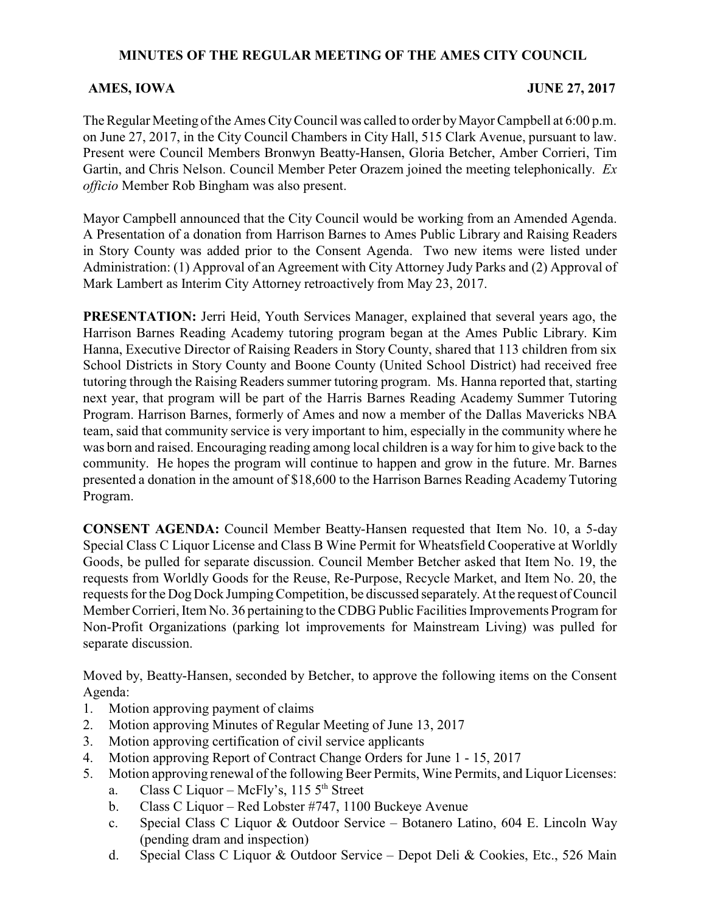# MINUTES OF THE REGULAR MEETING OF THE AMES CITY COUNCIL

**AMES, IOWA** **JUNE 27, 2017**

The Regular Meeting of the Ames City Council was called to order by Mayor Campbell at 6:00 p.m. on June 27, 2017, in the City Council Chambers in City Hall, 515 Clark Avenue, pursuant to law. Present were Council Members Bronwyn Beatty-Hansen, Gloria Betcher, Amber Corrieri, Tim Gartin, and Chris Nelson. Council Member Peter Orazem joined the meeting telephonically. *Ex officio* Member Rob Bingham was also present.

Mayor Campbell announced that the City Council would be working from an Amended Agenda. A Presentation of a donation from Harrison Barnes to Ames Public Library and Raising Readers in Story County was added prior to the Consent Agenda. Two new items were listed under Administration: (1) Approval of an Agreement with City Attorney Judy Parks and (2) Approval of Mark Lambert as Interim City Attorney retroactively from May 23, 2017.

**PRESENTATION:** Jerri Heid, Youth Services Manager, explained that several years ago, the Harrison Barnes Reading Academy tutoring program began at the Ames Public Library. Kim Hanna, Executive Director of Raising Readers in Story County, shared that 113 children from six School Districts in Story County and Boone County (United School District) had received free tutoring through the Raising Readers summer tutoring program. Ms. Hanna reported that, starting next year, that program will be part of the Harris Barnes Reading Academy Summer Tutoring Program. Harrison Barnes, formerly of Ames and now a member of the Dallas Mavericks NBA team, said that community service is very important to him, especially in the community where he was born and raised. Encouraging reading among local children is a way for him to give back to the community. He hopes the program will continue to happen and grow in the future. Mr. Barnes presented a donation in the amount of $18,600 to the Harrison Barnes Reading Academy Tutoring Program.

**CONSENT AGENDA:** Council Member Beatty-Hansen requested that Item No. 10, a 5-day Special Class C Liquor License and Class B Wine Permit for Wheatsfield Cooperative at Worldly Goods, be pulled for separate discussion. Council Member Betcher asked that Item No. 19, the requests from Worldly Goods for the Reuse, Re-Purpose, Recycle Market, and Item No. 20, the requests for the Dog Dock Jumping Competition, be discussed separately. At the request of Council Member Corrieri, Item No. 36 pertaining to the CDBG Public Facilities Improvements Program for Non-Profit Organizations (parking lot improvements for Mainstream Living) was pulled for separate discussion.

Moved by, Beatty-Hansen, seconded by Betcher, to approve the following items on the Consent Agenda:

1. Motion approving payment of claims
2. Motion approving Minutes of Regular Meeting of June 13, 2017
3. Motion approving certification of civil service applicants
4. Motion approving Report of Contract Change Orders for June 1 - 15, 2017
5. Motion approving renewal of the following Beer Permits, Wine Permits, and Liquor Licenses:
   a. Class C Liquor – McFly's, 115 5th Street
   b. Class C Liquor – Red Lobster #747, 1100 Buckeye Avenue
   c. Special Class C Liquor & Outdoor Service – Botanero Latino, 604 E. Lincoln Way (pending dram and inspection)
   d. Special Class C Liquor & Outdoor Service – Depot Deli & Cookies, Etc., 526 Main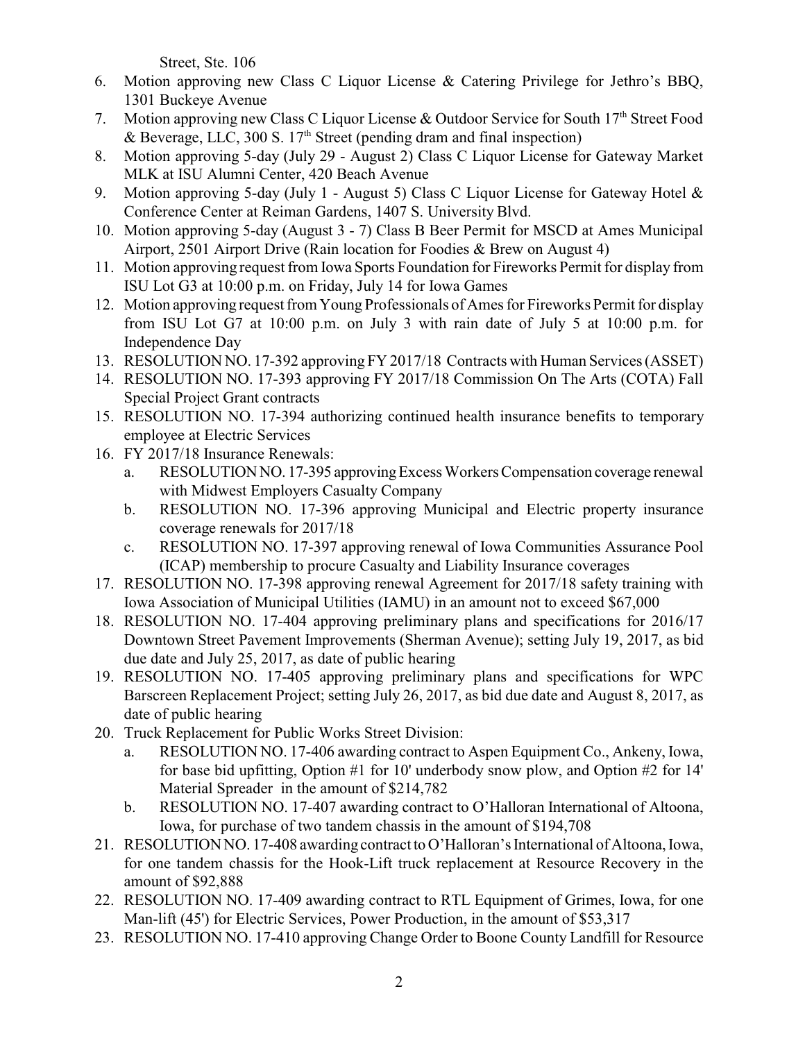Street, Ste. 106

6. Motion approving new Class C Liquor License & Catering Privilege for Jethro's BBQ, 1301 Buckeye Avenue
7. Motion approving new Class C Liquor License & Outdoor Service for South 17th Street Food & Beverage, LLC, 300 S. 17th Street (pending dram and final inspection)
8. Motion approving 5-day (July 29 - August 2) Class C Liquor License for Gateway Market MLK at ISU Alumni Center, 420 Beach Avenue
9. Motion approving 5-day (July 1 - August 5) Class C Liquor License for Gateway Hotel & Conference Center at Reiman Gardens, 1407 S. University Blvd.
10. Motion approving 5-day (August 3 - 7) Class B Beer Permit for MSCD at Ames Municipal Airport, 2501 Airport Drive (Rain location for Foodies & Brew on August 4)
11. Motion approving request from Iowa Sports Foundation for Fireworks Permit for display from ISU Lot G3 at 10:00 p.m. on Friday, July 14 for Iowa Games
12. Motion approving request from Young Professionals of Ames for Fireworks Permit for display from ISU Lot G7 at 10:00 p.m. on July 3 with rain date of July 5 at 10:00 p.m. for Independence Day
13. RESOLUTION NO. 17-392 approving FY 2017/18 Contracts with Human Services (ASSET)
14. RESOLUTION NO. 17-393 approving FY 2017/18 Commission On The Arts (COTA) Fall Special Project Grant contracts
15. RESOLUTION NO. 17-394 authorizing continued health insurance benefits to temporary employee at Electric Services
16. FY 2017/18 Insurance Renewals:
    a. RESOLUTION NO. 17-395 approving Excess Workers Compensation coverage renewal with Midwest Employers Casualty Company
    b. RESOLUTION NO. 17-396 approving Municipal and Electric property insurance coverage renewals for 2017/18
    c. RESOLUTION NO. 17-397 approving renewal of Iowa Communities Assurance Pool (ICAP) membership to procure Casualty and Liability Insurance coverages
17. RESOLUTION NO. 17-398 approving renewal Agreement for 2017/18 safety training with Iowa Association of Municipal Utilities (IAMU) in an amount not to exceed $67,000
18. RESOLUTION NO. 17-404 approving preliminary plans and specifications for 2016/17 Downtown Street Pavement Improvements (Sherman Avenue); setting July 19, 2017, as bid due date and July 25, 2017, as date of public hearing
19. RESOLUTION NO. 17-405 approving preliminary plans and specifications for WPC Barscreen Replacement Project; setting July 26, 2017, as bid due date and August 8, 2017, as date of public hearing
20. Truck Replacement for Public Works Street Division:
    a. RESOLUTION NO. 17-406 awarding contract to Aspen Equipment Co., Ankeny, Iowa, for base bid upfitting, Option #1 for 10' underbody snow plow, and Option #2 for 14' Material Spreader in the amount of $214,782
    b. RESOLUTION NO. 17-407 awarding contract to O'Halloran International of Altoona, Iowa, for purchase of two tandem chassis in the amount of $194,708
21. RESOLUTION NO. 17-408 awarding contract to O'Halloran's International of Altoona, Iowa, for one tandem chassis for the Hook-Lift truck replacement at Resource Recovery in the amount of $92,888
22. RESOLUTION NO. 17-409 awarding contract to RTL Equipment of Grimes, Iowa, for one Man-lift (45') for Electric Services, Power Production, in the amount of $53,317
23. RESOLUTION NO. 17-410 approving Change Order to Boone County Landfill for Resource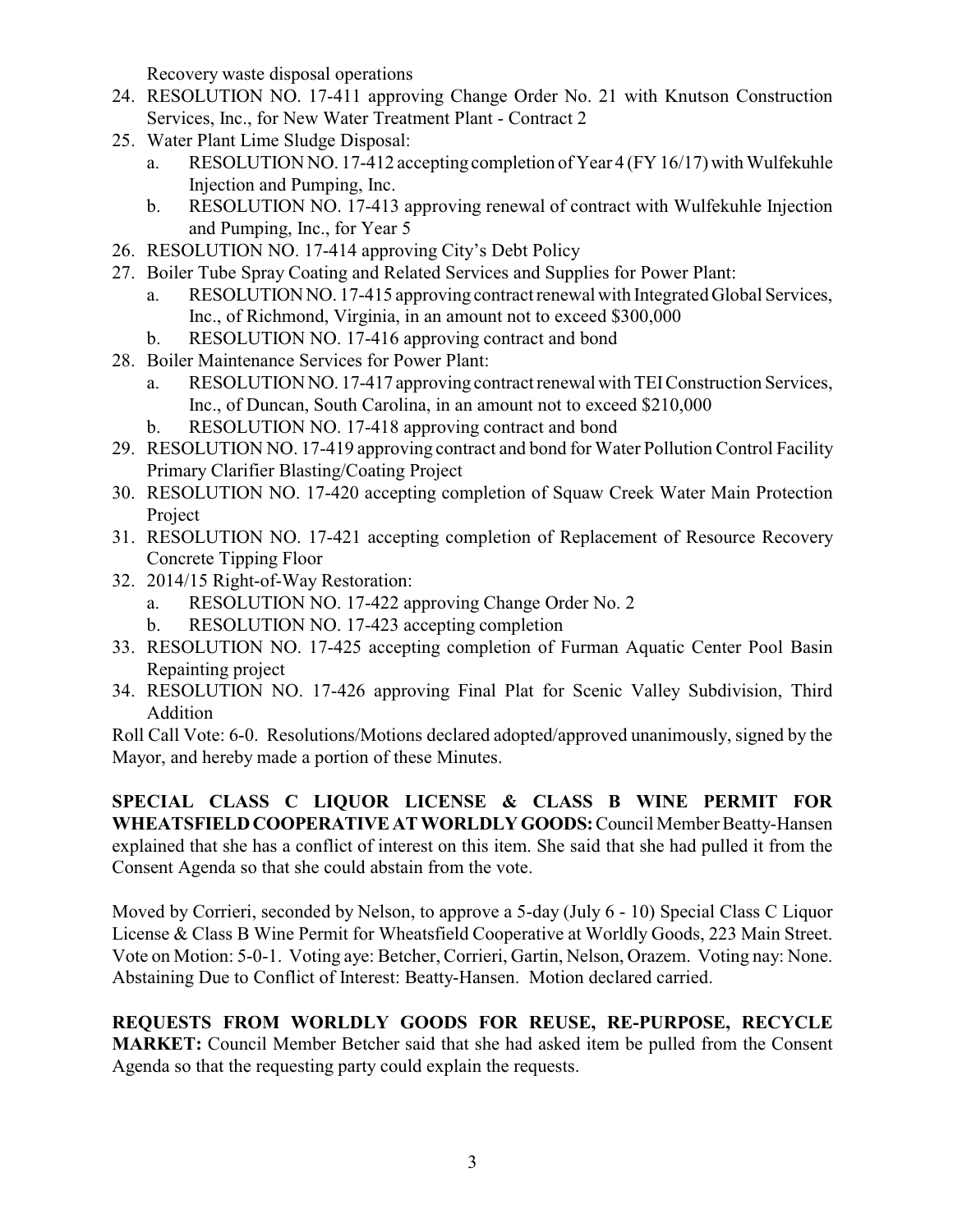Recovery waste disposal operations

24. RESOLUTION NO. 17-411 approving Change Order No. 21 with Knutson Construction Services, Inc., for New Water Treatment Plant - Contract 2
25. Water Plant Lime Sludge Disposal:
    a. RESOLUTION NO. 17-412 accepting completion of Year 4 (FY 16/17) with Wulfekuhle Injection and Pumping, Inc.
    b. RESOLUTION NO. 17-413 approving renewal of contract with Wulfekuhle Injection and Pumping, Inc., for Year 5
26. RESOLUTION NO. 17-414 approving City's Debt Policy
27. Boiler Tube Spray Coating and Related Services and Supplies for Power Plant:
    a. RESOLUTION NO. 17-415 approving contract renewal with Integrated Global Services, Inc., of Richmond, Virginia, in an amount not to exceed $300,000
    b. RESOLUTION NO. 17-416 approving contract and bond
28. Boiler Maintenance Services for Power Plant:
    a. RESOLUTION NO. 17-417 approving contract renewal with TEI Construction Services, Inc., of Duncan, South Carolina, in an amount not to exceed $210,000
    b. RESOLUTION NO. 17-418 approving contract and bond
29. RESOLUTION NO. 17-419 approving contract and bond for Water Pollution Control Facility Primary Clarifier Blasting/Coating Project
30. RESOLUTION NO. 17-420 accepting completion of Squaw Creek Water Main Protection Project
31. RESOLUTION NO. 17-421 accepting completion of Replacement of Resource Recovery Concrete Tipping Floor
32. 2014/15 Right-of-Way Restoration:
    a. RESOLUTION NO. 17-422 approving Change Order No. 2
    b. RESOLUTION NO. 17-423 accepting completion
33. RESOLUTION NO. 17-425 accepting completion of Furman Aquatic Center Pool Basin Repainting project
34. RESOLUTION NO. 17-426 approving Final Plat for Scenic Valley Subdivision, Third Addition

Roll Call Vote: 6-0. Resolutions/Motions declared adopted/approved unanimously, signed by the Mayor, and hereby made a portion of these Minutes.

**SPECIAL CLASS C LIQUOR LICENSE & CLASS B WINE PERMIT FOR WHEATSFIELD COOPERATIVE AT WORLDLY GOODS:** Council Member Beatty-Hansen explained that she has a conflict of interest on this item. She said that she had pulled it from the Consent Agenda so that she could abstain from the vote.

Moved by Corrieri, seconded by Nelson, to approve a 5-day (July 6 - 10) Special Class C Liquor License & Class B Wine Permit for Wheatsfield Cooperative at Worldly Goods, 223 Main Street. Vote on Motion: 5-0-1. Voting aye: Betcher, Corrieri, Gartin, Nelson, Orazem. Voting nay: None. Abstaining Due to Conflict of Interest: Beatty-Hansen. Motion declared carried.

**REQUESTS FROM WORLDLY GOODS FOR REUSE, RE-PURPOSE, RECYCLE MARKET:** Council Member Betcher said that she had asked item be pulled from the Consent Agenda so that the requesting party could explain the requests.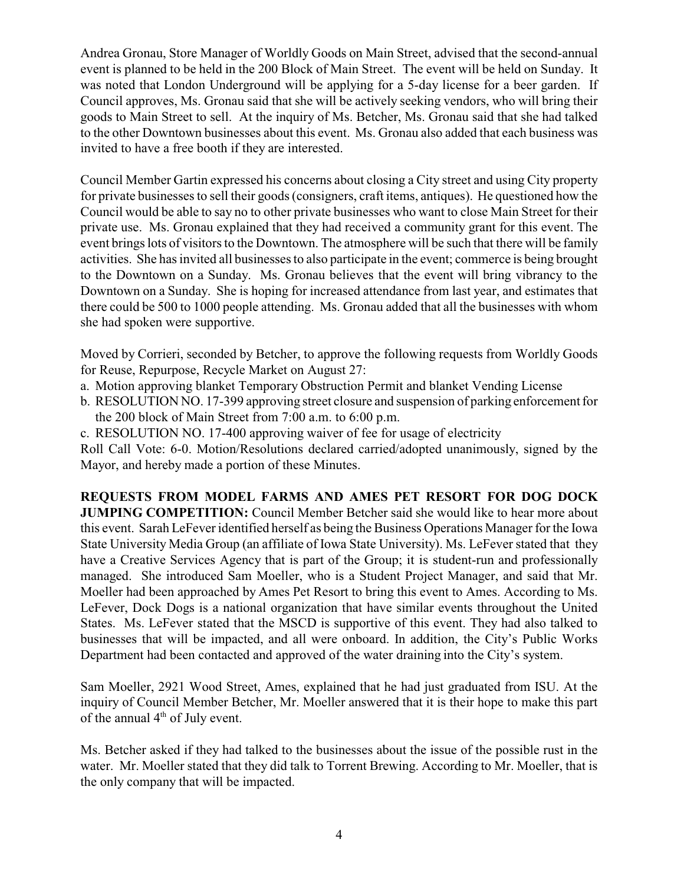Andrea Gronau, Store Manager of Worldly Goods on Main Street, advised that the second-annual event is planned to be held in the 200 Block of Main Street. The event will be held on Sunday. It was noted that London Underground will be applying for a 5-day license for a beer garden. If Council approves, Ms. Gronau said that she will be actively seeking vendors, who will bring their goods to Main Street to sell. At the inquiry of Ms. Betcher, Ms. Gronau said that she had talked to the other Downtown businesses about this event. Ms. Gronau also added that each business was invited to have a free booth if they are interested.

Council Member Gartin expressed his concerns about closing a City street and using City property for private businesses to sell their goods (consigners, craft items, antiques). He questioned how the Council would be able to say no to other private businesses who want to close Main Street for their private use. Ms. Gronau explained that they had received a community grant for this event. The event brings lots of visitors to the Downtown. The atmosphere will be such that there will be family activities. She has invited all businesses to also participate in the event; commerce is being brought to the Downtown on a Sunday. Ms. Gronau believes that the event will bring vibrancy to the Downtown on a Sunday. She is hoping for increased attendance from last year, and estimates that there could be 500 to 1000 people attending. Ms. Gronau added that all the businesses with whom she had spoken were supportive.

Moved by Corrieri, seconded by Betcher, to approve the following requests from Worldly Goods for Reuse, Repurpose, Recycle Market on August 27:

a. Motion approving blanket Temporary Obstruction Permit and blanket Vending License
b. RESOLUTION NO. 17-399 approving street closure and suspension of parking enforcement for the 200 block of Main Street from 7:00 a.m. to 6:00 p.m.
c. RESOLUTION NO. 17-400 approving waiver of fee for usage of electricity

Roll Call Vote: 6-0. Motion/Resolutions declared carried/adopted unanimously, signed by the Mayor, and hereby made a portion of these Minutes.

**REQUESTS FROM MODEL FARMS AND AMES PET RESORT FOR DOG DOCK JUMPING COMPETITION:** Council Member Betcher said she would like to hear more about this event. Sarah LeFever identified herself as being the Business Operations Manager for the Iowa State University Media Group (an affiliate of Iowa State University). Ms. LeFever stated that they have a Creative Services Agency that is part of the Group; it is student-run and professionally managed. She introduced Sam Moeller, who is a Student Project Manager, and said that Mr. Moeller had been approached by Ames Pet Resort to bring this event to Ames. According to Ms. LeFever, Dock Dogs is a national organization that have similar events throughout the United States. Ms. LeFever stated that the MSCD is supportive of this event. They had also talked to businesses that will be impacted, and all were onboard. In addition, the City's Public Works Department had been contacted and approved of the water draining into the City's system.

Sam Moeller, 2921 Wood Street, Ames, explained that he had just graduated from ISU. At the inquiry of Council Member Betcher, Mr. Moeller answered that it is their hope to make this part of the annual 4th of July event.

Ms. Betcher asked if they had talked to the businesses about the issue of the possible rust in the water. Mr. Moeller stated that they did talk to Torrent Brewing. According to Mr. Moeller, that is the only company that will be impacted.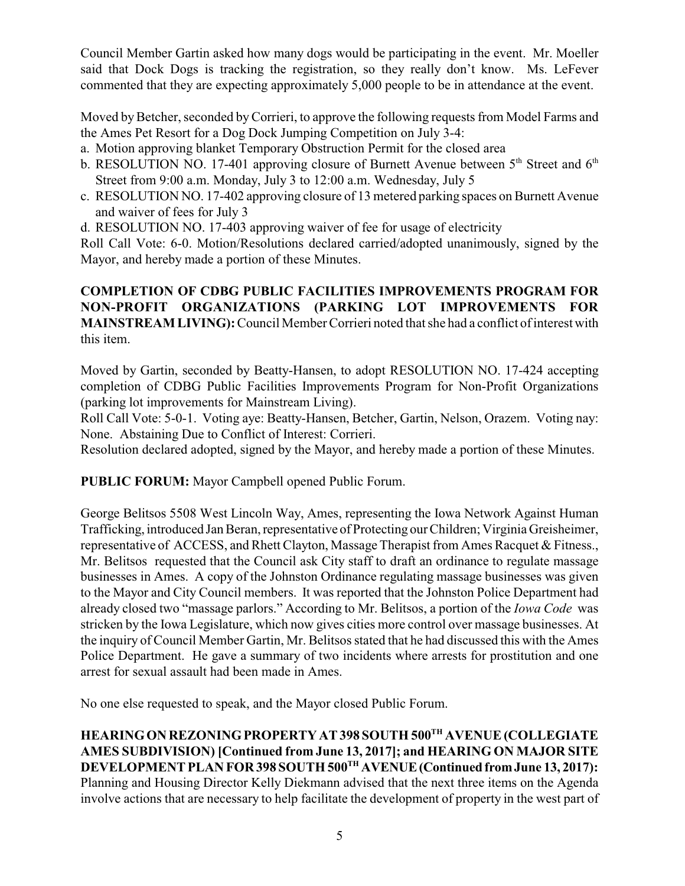Council Member Gartin asked how many dogs would be participating in the event. Mr. Moeller said that Dock Dogs is tracking the registration, so they really don't know. Ms. LeFever commented that they are expecting approximately 5,000 people to be in attendance at the event.

Moved by Betcher, seconded by Corrieri, to approve the following requests from Model Farms and the Ames Pet Resort for a Dog Dock Jumping Competition on July 3-4:

a. Motion approving blanket Temporary Obstruction Permit for the closed area
b. RESOLUTION NO. 17-401 approving closure of Burnett Avenue between 5th Street and 6th Street from 9:00 a.m. Monday, July 3 to 12:00 a.m. Wednesday, July 5
c. RESOLUTION NO. 17-402 approving closure of 13 metered parking spaces on Burnett Avenue and waiver of fees for July 3
d. RESOLUTION NO. 17-403 approving waiver of fee for usage of electricity

Roll Call Vote: 6-0. Motion/Resolutions declared carried/adopted unanimously, signed by the Mayor, and hereby made a portion of these Minutes.

**COMPLETION OF CDBG PUBLIC FACILITIES IMPROVEMENTS PROGRAM FOR NON-PROFIT ORGANIZATIONS (PARKING LOT IMPROVEMENTS FOR MAINSTREAM LIVING):** Council Member Corrieri noted that she had a conflict of interest with this item.

Moved by Gartin, seconded by Beatty-Hansen, to adopt RESOLUTION NO. 17-424 accepting completion of CDBG Public Facilities Improvements Program for Non-Profit Organizations (parking lot improvements for Mainstream Living).

Roll Call Vote: 5-0-1. Voting aye: Beatty-Hansen, Betcher, Gartin, Nelson, Orazem. Voting nay: None. Abstaining Due to Conflict of Interest: Corrieri.

Resolution declared adopted, signed by the Mayor, and hereby made a portion of these Minutes.

**PUBLIC FORUM:** Mayor Campbell opened Public Forum.

George Belitsos 5508 West Lincoln Way, Ames, representing the Iowa Network Against Human Trafficking, introduced Jan Beran, representative of Protecting our Children; Virginia Greisheimer, representative of ACCESS, and Rhett Clayton, Massage Therapist from Ames Racquet & Fitness., Mr. Belitsos requested that the Council ask City staff to draft an ordinance to regulate massage businesses in Ames. A copy of the Johnston Ordinance regulating massage businesses was given to the Mayor and City Council members. It was reported that the Johnston Police Department had already closed two "massage parlors." According to Mr. Belitsos, a portion of the *Iowa Code* was stricken by the Iowa Legislature, which now gives cities more control over massage businesses. At the inquiry of Council Member Gartin, Mr. Belitsos stated that he had discussed this with the Ames Police Department. He gave a summary of two incidents where arrests for prostitution and one arrest for sexual assault had been made in Ames.

No one else requested to speak, and the Mayor closed Public Forum.

**HEARING ON REZONING PROPERTY AT 398 SOUTH 500TH AVENUE (COLLEGIATE AMES SUBDIVISION) [Continued from June 13, 2017]; and HEARING ON MAJOR SITE DEVELOPMENT PLAN FOR 398 SOUTH 500TH AVENUE (Continued from June 13, 2017):** Planning and Housing Director Kelly Diekmann advised that the next three items on the Agenda involve actions that are necessary to help facilitate the development of property in the west part of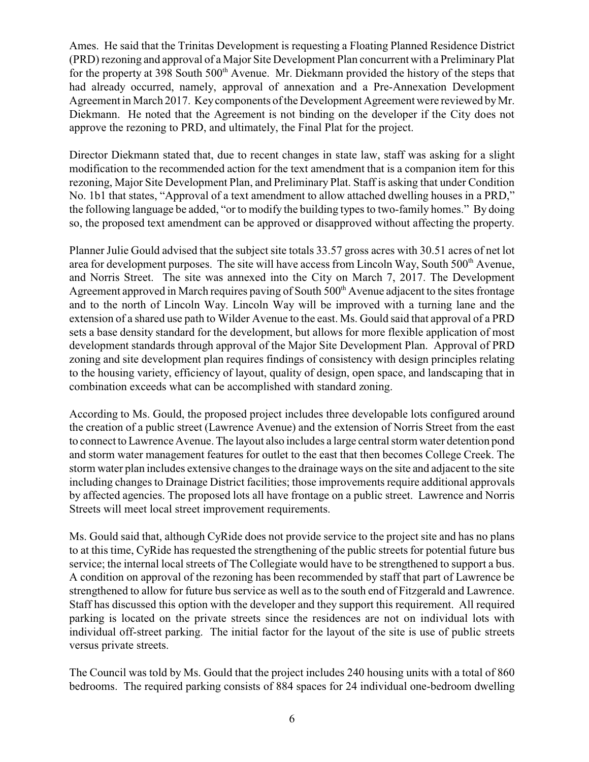Ames. He said that the Trinitas Development is requesting a Floating Planned Residence District (PRD) rezoning and approval of a Major Site Development Plan concurrent with a Preliminary Plat for the property at 398 South 500th Avenue. Mr. Diekmann provided the history of the steps that had already occurred, namely, approval of annexation and a Pre-Annexation Development Agreement in March 2017. Key components of the Development Agreement were reviewed by Mr. Diekmann. He noted that the Agreement is not binding on the developer if the City does not approve the rezoning to PRD, and ultimately, the Final Plat for the project.

Director Diekmann stated that, due to recent changes in state law, staff was asking for a slight modification to the recommended action for the text amendment that is a companion item for this rezoning, Major Site Development Plan, and Preliminary Plat. Staff is asking that under Condition No. 1b1 that states, "Approval of a text amendment to allow attached dwelling houses in a PRD," the following language be added, "or to modify the building types to two-family homes." By doing so, the proposed text amendment can be approved or disapproved without affecting the property.

Planner Julie Gould advised that the subject site totals 33.57 gross acres with 30.51 acres of net lot area for development purposes. The site will have access from Lincoln Way, South 500th Avenue, and Norris Street. The site was annexed into the City on March 7, 2017. The Development Agreement approved in March requires paving of South 500th Avenue adjacent to the sites frontage and to the north of Lincoln Way. Lincoln Way will be improved with a turning lane and the extension of a shared use path to Wilder Avenue to the east. Ms. Gould said that approval of a PRD sets a base density standard for the development, but allows for more flexible application of most development standards through approval of the Major Site Development Plan. Approval of PRD zoning and site development plan requires findings of consistency with design principles relating to the housing variety, efficiency of layout, quality of design, open space, and landscaping that in combination exceeds what can be accomplished with standard zoning.

According to Ms. Gould, the proposed project includes three developable lots configured around the creation of a public street (Lawrence Avenue) and the extension of Norris Street from the east to connect to Lawrence Avenue. The layout also includes a large central storm water detention pond and storm water management features for outlet to the east that then becomes College Creek. The storm water plan includes extensive changes to the drainage ways on the site and adjacent to the site including changes to Drainage District facilities; those improvements require additional approvals by affected agencies. The proposed lots all have frontage on a public street. Lawrence and Norris Streets will meet local street improvement requirements.

Ms. Gould said that, although CyRide does not provide service to the project site and has no plans to at this time, CyRide has requested the strengthening of the public streets for potential future bus service; the internal local streets of The Collegiate would have to be strengthened to support a bus. A condition on approval of the rezoning has been recommended by staff that part of Lawrence be strengthened to allow for future bus service as well as to the south end of Fitzgerald and Lawrence. Staff has discussed this option with the developer and they support this requirement. All required parking is located on the private streets since the residences are not on individual lots with individual off-street parking. The initial factor for the layout of the site is use of public streets versus private streets.

The Council was told by Ms. Gould that the project includes 240 housing units with a total of 860 bedrooms. The required parking consists of 884 spaces for 24 individual one-bedroom dwelling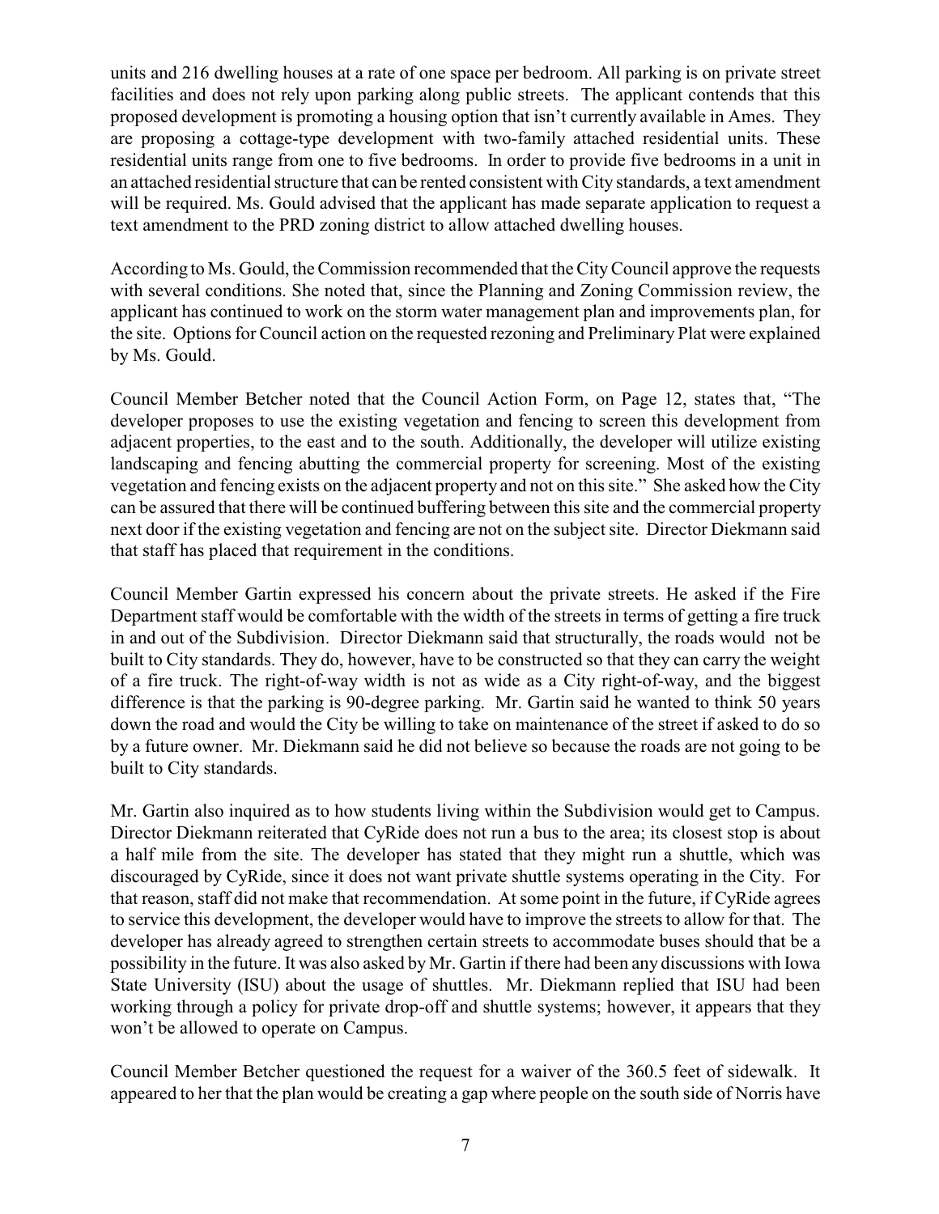units and 216 dwelling houses at a rate of one space per bedroom. All parking is on private street facilities and does not rely upon parking along public streets. The applicant contends that this proposed development is promoting a housing option that isn't currently available in Ames. They are proposing a cottage-type development with two-family attached residential units. These residential units range from one to five bedrooms. In order to provide five bedrooms in a unit in an attached residential structure that can be rented consistent with City standards, a text amendment will be required. Ms. Gould advised that the applicant has made separate application to request a text amendment to the PRD zoning district to allow attached dwelling houses.

According to Ms. Gould, the Commission recommended that the City Council approve the requests with several conditions. She noted that, since the Planning and Zoning Commission review, the applicant has continued to work on the storm water management plan and improvements plan, for the site. Options for Council action on the requested rezoning and Preliminary Plat were explained by Ms. Gould.

Council Member Betcher noted that the Council Action Form, on Page 12, states that, "The developer proposes to use the existing vegetation and fencing to screen this development from adjacent properties, to the east and to the south. Additionally, the developer will utilize existing landscaping and fencing abutting the commercial property for screening. Most of the existing vegetation and fencing exists on the adjacent property and not on this site." She asked how the City can be assured that there will be continued buffering between this site and the commercial property next door if the existing vegetation and fencing are not on the subject site. Director Diekmann said that staff has placed that requirement in the conditions.

Council Member Gartin expressed his concern about the private streets. He asked if the Fire Department staff would be comfortable with the width of the streets in terms of getting a fire truck in and out of the Subdivision. Director Diekmann said that structurally, the roads would not be built to City standards. They do, however, have to be constructed so that they can carry the weight of a fire truck. The right-of-way width is not as wide as a City right-of-way, and the biggest difference is that the parking is 90-degree parking. Mr. Gartin said he wanted to think 50 years down the road and would the City be willing to take on maintenance of the street if asked to do so by a future owner. Mr. Diekmann said he did not believe so because the roads are not going to be built to City standards.

Mr. Gartin also inquired as to how students living within the Subdivision would get to Campus. Director Diekmann reiterated that CyRide does not run a bus to the area; its closest stop is about a half mile from the site. The developer has stated that they might run a shuttle, which was discouraged by CyRide, since it does not want private shuttle systems operating in the City. For that reason, staff did not make that recommendation. At some point in the future, if CyRide agrees to service this development, the developer would have to improve the streets to allow for that. The developer has already agreed to strengthen certain streets to accommodate buses should that be a possibility in the future. It was also asked by Mr. Gartin if there had been any discussions with Iowa State University (ISU) about the usage of shuttles. Mr. Diekmann replied that ISU had been working through a policy for private drop-off and shuttle systems; however, it appears that they won't be allowed to operate on Campus.

Council Member Betcher questioned the request for a waiver of the 360.5 feet of sidewalk. It appeared to her that the plan would be creating a gap where people on the south side of Norris have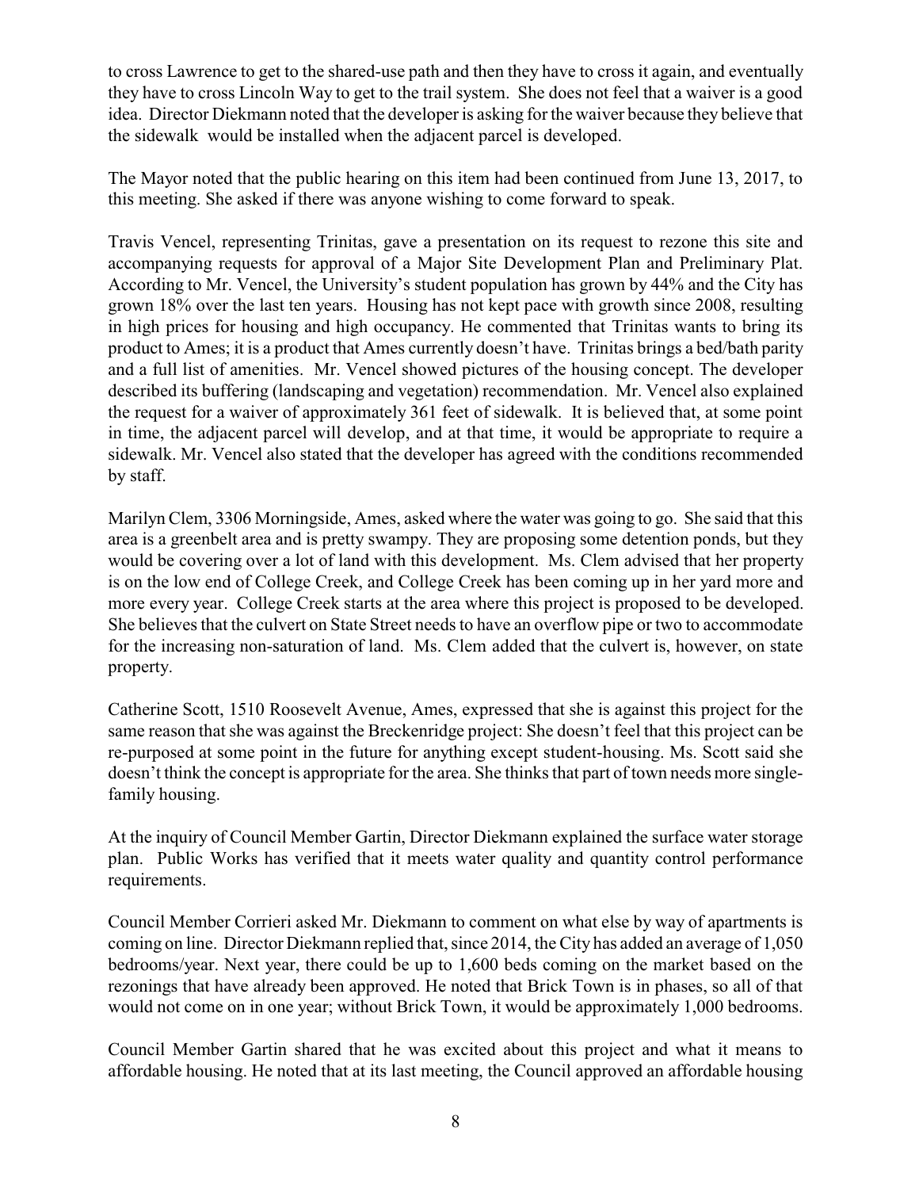to cross Lawrence to get to the shared-use path and then they have to cross it again, and eventually they have to cross Lincoln Way to get to the trail system. She does not feel that a waiver is a good idea. Director Diekmann noted that the developer is asking for the waiver because they believe that the sidewalk would be installed when the adjacent parcel is developed.

The Mayor noted that the public hearing on this item had been continued from June 13, 2017, to this meeting. She asked if there was anyone wishing to come forward to speak.

Travis Vencel, representing Trinitas, gave a presentation on its request to rezone this site and accompanying requests for approval of a Major Site Development Plan and Preliminary Plat. According to Mr. Vencel, the University's student population has grown by 44% and the City has grown 18% over the last ten years. Housing has not kept pace with growth since 2008, resulting in high prices for housing and high occupancy. He commented that Trinitas wants to bring its product to Ames; it is a product that Ames currently doesn't have. Trinitas brings a bed/bath parity and a full list of amenities. Mr. Vencel showed pictures of the housing concept. The developer described its buffering (landscaping and vegetation) recommendation. Mr. Vencel also explained the request for a waiver of approximately 361 feet of sidewalk. It is believed that, at some point in time, the adjacent parcel will develop, and at that time, it would be appropriate to require a sidewalk. Mr. Vencel also stated that the developer has agreed with the conditions recommended by staff.

Marilyn Clem, 3306 Morningside, Ames, asked where the water was going to go. She said that this area is a greenbelt area and is pretty swampy. They are proposing some detention ponds, but they would be covering over a lot of land with this development. Ms. Clem advised that her property is on the low end of College Creek, and College Creek has been coming up in her yard more and more every year. College Creek starts at the area where this project is proposed to be developed. She believes that the culvert on State Street needs to have an overflow pipe or two to accommodate for the increasing non-saturation of land. Ms. Clem added that the culvert is, however, on state property.

Catherine Scott, 1510 Roosevelt Avenue, Ames, expressed that she is against this project for the same reason that she was against the Breckenridge project: She doesn't feel that this project can be re-purposed at some point in the future for anything except student-housing. Ms. Scott said she doesn't think the concept is appropriate for the area. She thinks that part of town needs more single-family housing.

At the inquiry of Council Member Gartin, Director Diekmann explained the surface water storage plan. Public Works has verified that it meets water quality and quantity control performance requirements.

Council Member Corrieri asked Mr. Diekmann to comment on what else by way of apartments is coming on line. Director Diekmann replied that, since 2014, the City has added an average of 1,050 bedrooms/year. Next year, there could be up to 1,600 beds coming on the market based on the rezonings that have already been approved. He noted that Brick Town is in phases, so all of that would not come on in one year; without Brick Town, it would be approximately 1,000 bedrooms.

Council Member Gartin shared that he was excited about this project and what it means to affordable housing. He noted that at its last meeting, the Council approved an affordable housing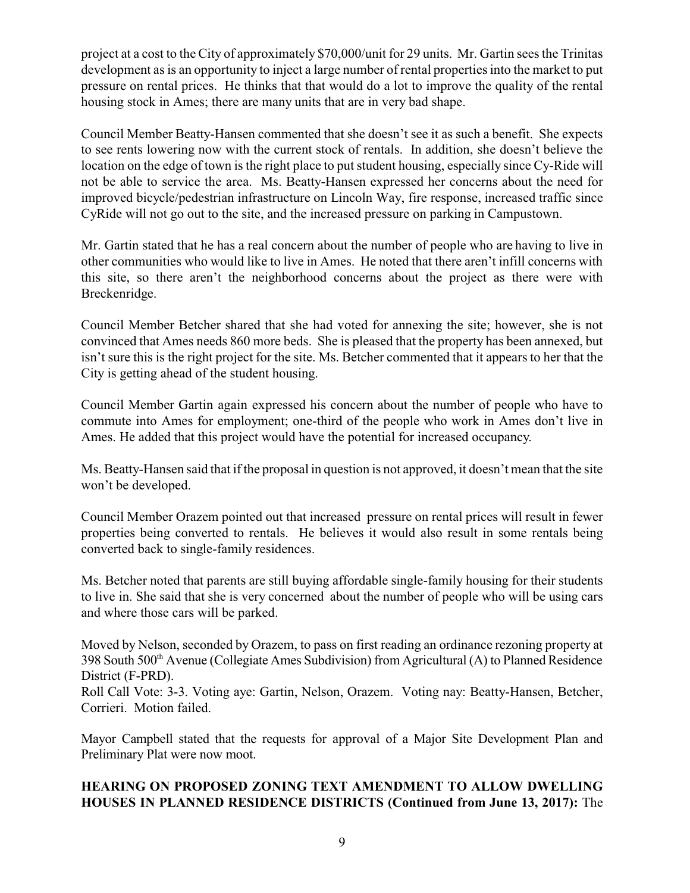project at a cost to the City of approximately $70,000/unit for 29 units. Mr. Gartin sees the Trinitas development as is an opportunity to inject a large number of rental properties into the market to put pressure on rental prices. He thinks that that would do a lot to improve the quality of the rental housing stock in Ames; there are many units that are in very bad shape.

Council Member Beatty-Hansen commented that she doesn't see it as such a benefit. She expects to see rents lowering now with the current stock of rentals. In addition, she doesn't believe the location on the edge of town is the right place to put student housing, especially since Cy-Ride will not be able to service the area. Ms. Beatty-Hansen expressed her concerns about the need for improved bicycle/pedestrian infrastructure on Lincoln Way, fire response, increased traffic since CyRide will not go out to the site, and the increased pressure on parking in Campustown.

Mr. Gartin stated that he has a real concern about the number of people who are having to live in other communities who would like to live in Ames. He noted that there aren't infill concerns with this site, so there aren't the neighborhood concerns about the project as there were with Breckenridge.

Council Member Betcher shared that she had voted for annexing the site; however, she is not convinced that Ames needs 860 more beds. She is pleased that the property has been annexed, but isn't sure this is the right project for the site. Ms. Betcher commented that it appears to her that the City is getting ahead of the student housing.

Council Member Gartin again expressed his concern about the number of people who have to commute into Ames for employment; one-third of the people who work in Ames don't live in Ames. He added that this project would have the potential for increased occupancy.

Ms. Beatty-Hansen said that if the proposal in question is not approved, it doesn't mean that the site won't be developed.

Council Member Orazem pointed out that increased pressure on rental prices will result in fewer properties being converted to rentals. He believes it would also result in some rentals being converted back to single-family residences.

Ms. Betcher noted that parents are still buying affordable single-family housing for their students to live in. She said that she is very concerned about the number of people who will be using cars and where those cars will be parked.

Moved by Nelson, seconded by Orazem, to pass on first reading an ordinance rezoning property at 398 South 500th Avenue (Collegiate Ames Subdivision) from Agricultural (A) to Planned Residence District (F-PRD).
Roll Call Vote: 3-3. Voting aye: Gartin, Nelson, Orazem. Voting nay: Beatty-Hansen, Betcher, Corrieri. Motion failed.

Mayor Campbell stated that the requests for approval of a Major Site Development Plan and Preliminary Plat were now moot.

**HEARING ON PROPOSED ZONING TEXT AMENDMENT TO ALLOW DWELLING HOUSES IN PLANNED RESIDENCE DISTRICTS (Continued from June 13, 2017):** The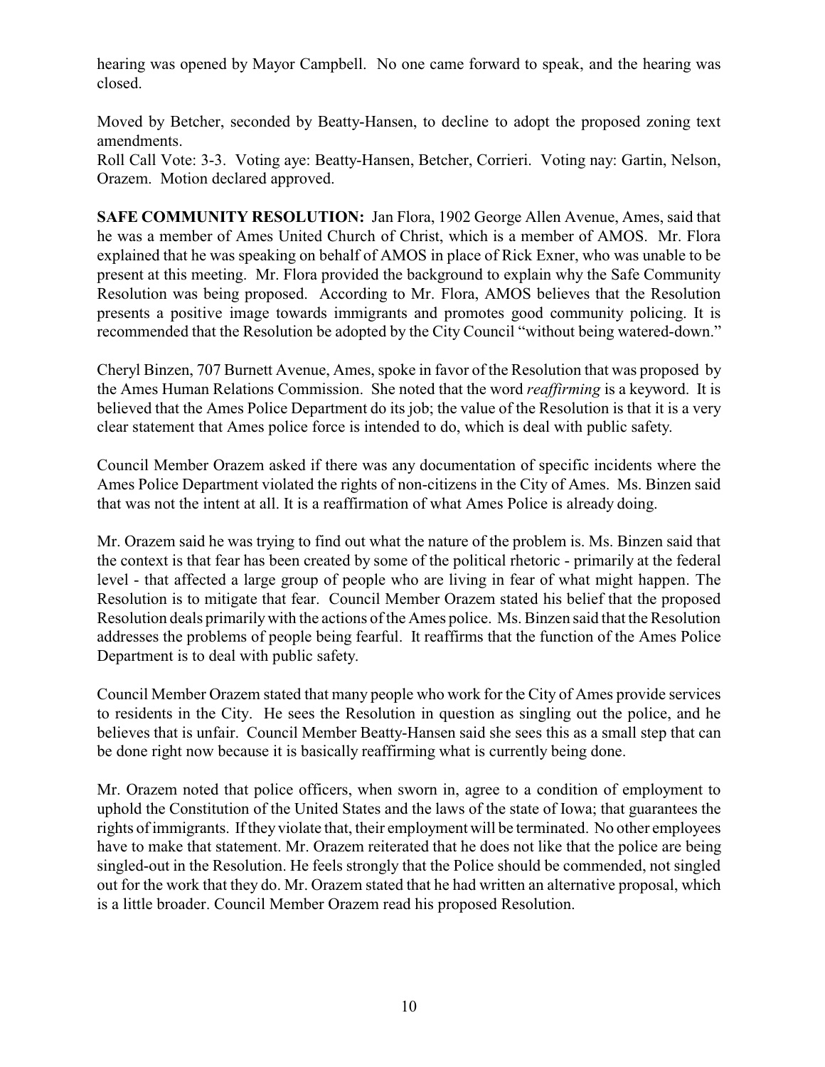hearing was opened by Mayor Campbell. No one came forward to speak, and the hearing was closed.

Moved by Betcher, seconded by Beatty-Hansen, to decline to adopt the proposed zoning text amendments.

Roll Call Vote: 3-3. Voting aye: Beatty-Hansen, Betcher, Corrieri. Voting nay: Gartin, Nelson, Orazem. Motion declared approved.

**SAFE COMMUNITY RESOLUTION:** Jan Flora, 1902 George Allen Avenue, Ames, said that he was a member of Ames United Church of Christ, which is a member of AMOS. Mr. Flora explained that he was speaking on behalf of AMOS in place of Rick Exner, who was unable to be present at this meeting. Mr. Flora provided the background to explain why the Safe Community Resolution was being proposed. According to Mr. Flora, AMOS believes that the Resolution presents a positive image towards immigrants and promotes good community policing. It is recommended that the Resolution be adopted by the City Council "without being watered-down."

Cheryl Binzen, 707 Burnett Avenue, Ames, spoke in favor of the Resolution that was proposed by the Ames Human Relations Commission. She noted that the word *reaffirming* is a keyword. It is believed that the Ames Police Department do its job; the value of the Resolution is that it is a very clear statement that Ames police force is intended to do, which is deal with public safety.

Council Member Orazem asked if there was any documentation of specific incidents where the Ames Police Department violated the rights of non-citizens in the City of Ames. Ms. Binzen said that was not the intent at all. It is a reaffirmation of what Ames Police is already doing.

Mr. Orazem said he was trying to find out what the nature of the problem is. Ms. Binzen said that the context is that fear has been created by some of the political rhetoric - primarily at the federal level - that affected a large group of people who are living in fear of what might happen. The Resolution is to mitigate that fear. Council Member Orazem stated his belief that the proposed Resolution deals primarily with the actions of the Ames police. Ms. Binzen said that the Resolution addresses the problems of people being fearful. It reaffirms that the function of the Ames Police Department is to deal with public safety.

Council Member Orazem stated that many people who work for the City of Ames provide services to residents in the City. He sees the Resolution in question as singling out the police, and he believes that is unfair. Council Member Beatty-Hansen said she sees this as a small step that can be done right now because it is basically reaffirming what is currently being done.

Mr. Orazem noted that police officers, when sworn in, agree to a condition of employment to uphold the Constitution of the United States and the laws of the state of Iowa; that guarantees the rights of immigrants. If they violate that, their employment will be terminated. No other employees have to make that statement. Mr. Orazem reiterated that he does not like that the police are being singled-out in the Resolution. He feels strongly that the Police should be commended, not singled out for the work that they do. Mr. Orazem stated that he had written an alternative proposal, which is a little broader. Council Member Orazem read his proposed Resolution.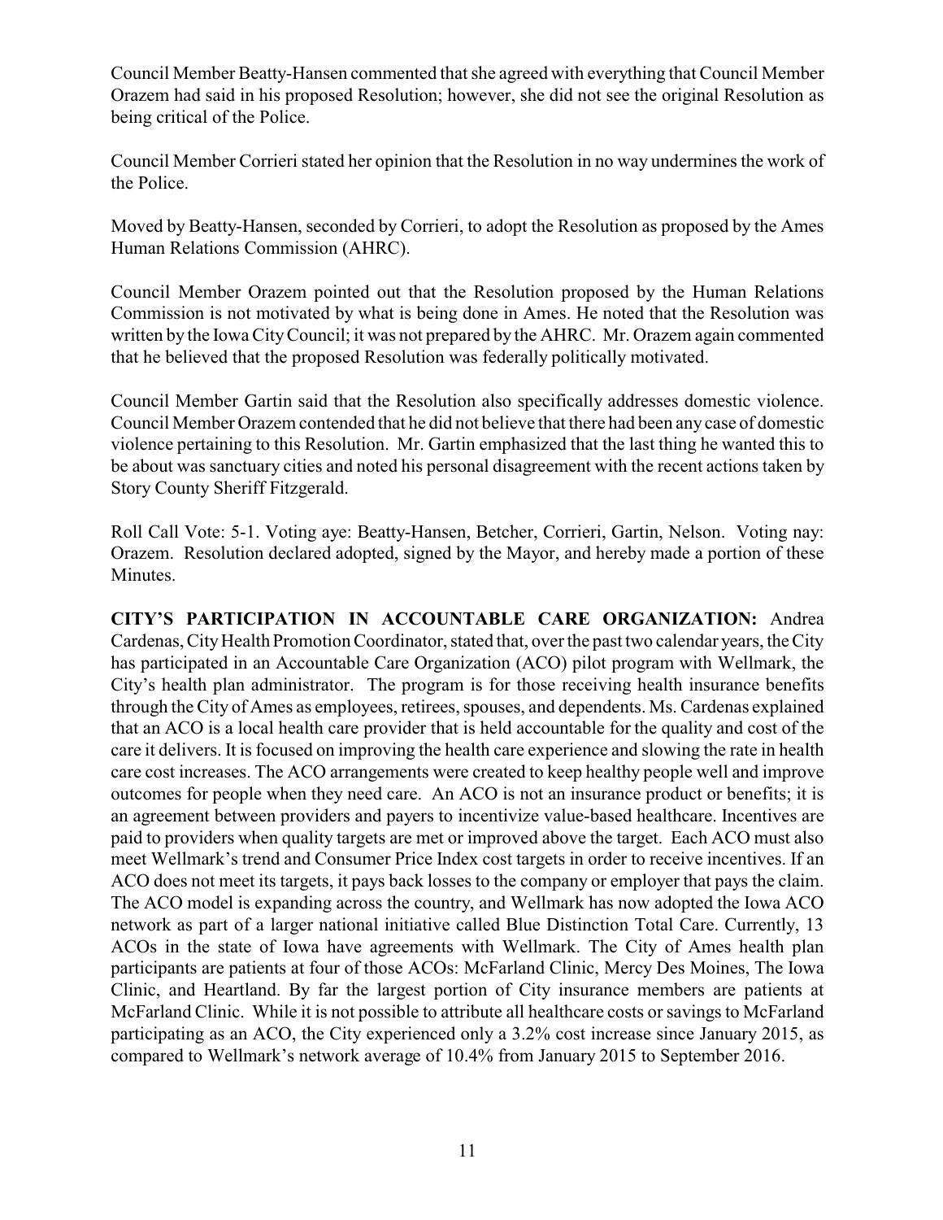Council Member Beatty-Hansen commented that she agreed with everything that Council Member Orazem had said in his proposed Resolution; however, she did not see the original Resolution as being critical of the Police.

Council Member Corrieri stated her opinion that the Resolution in no way undermines the work of the Police.

Moved by Beatty-Hansen, seconded by Corrieri, to adopt the Resolution as proposed by the Ames Human Relations Commission (AHRC).

Council Member Orazem pointed out that the Resolution proposed by the Human Relations Commission is not motivated by what is being done in Ames. He noted that the Resolution was written by the Iowa City Council; it was not prepared by the AHRC. Mr. Orazem again commented that he believed that the proposed Resolution was federally politically motivated.

Council Member Gartin said that the Resolution also specifically addresses domestic violence. Council Member Orazem contended that he did not believe that there had been any case of domestic violence pertaining to this Resolution. Mr. Gartin emphasized that the last thing he wanted this to be about was sanctuary cities and noted his personal disagreement with the recent actions taken by Story County Sheriff Fitzgerald.

Roll Call Vote: 5-1. Voting aye: Beatty-Hansen, Betcher, Corrieri, Gartin, Nelson. Voting nay: Orazem. Resolution declared adopted, signed by the Mayor, and hereby made a portion of these Minutes.

**CITY'S PARTICIPATION IN ACCOUNTABLE CARE ORGANIZATION:** Andrea Cardenas, City Health Promotion Coordinator, stated that, over the past two calendar years, the City has participated in an Accountable Care Organization (ACO) pilot program with Wellmark, the City's health plan administrator. The program is for those receiving health insurance benefits through the City of Ames as employees, retirees, spouses, and dependents. Ms. Cardenas explained that an ACO is a local health care provider that is held accountable for the quality and cost of the care it delivers. It is focused on improving the health care experience and slowing the rate in health care cost increases. The ACO arrangements were created to keep healthy people well and improve outcomes for people when they need care. An ACO is not an insurance product or benefits; it is an agreement between providers and payers to incentivize value-based healthcare. Incentives are paid to providers when quality targets are met or improved above the target. Each ACO must also meet Wellmark's trend and Consumer Price Index cost targets in order to receive incentives. If an ACO does not meet its targets, it pays back losses to the company or employer that pays the claim. The ACO model is expanding across the country, and Wellmark has now adopted the Iowa ACO network as part of a larger national initiative called Blue Distinction Total Care. Currently, 13 ACOs in the state of Iowa have agreements with Wellmark. The City of Ames health plan participants are patients at four of those ACOs: McFarland Clinic, Mercy Des Moines, The Iowa Clinic, and Heartland. By far the largest portion of City insurance members are patients at McFarland Clinic. While it is not possible to attribute all healthcare costs or savings to McFarland participating as an ACO, the City experienced only a 3.2% cost increase since January 2015, as compared to Wellmark's network average of 10.4% from January 2015 to September 2016.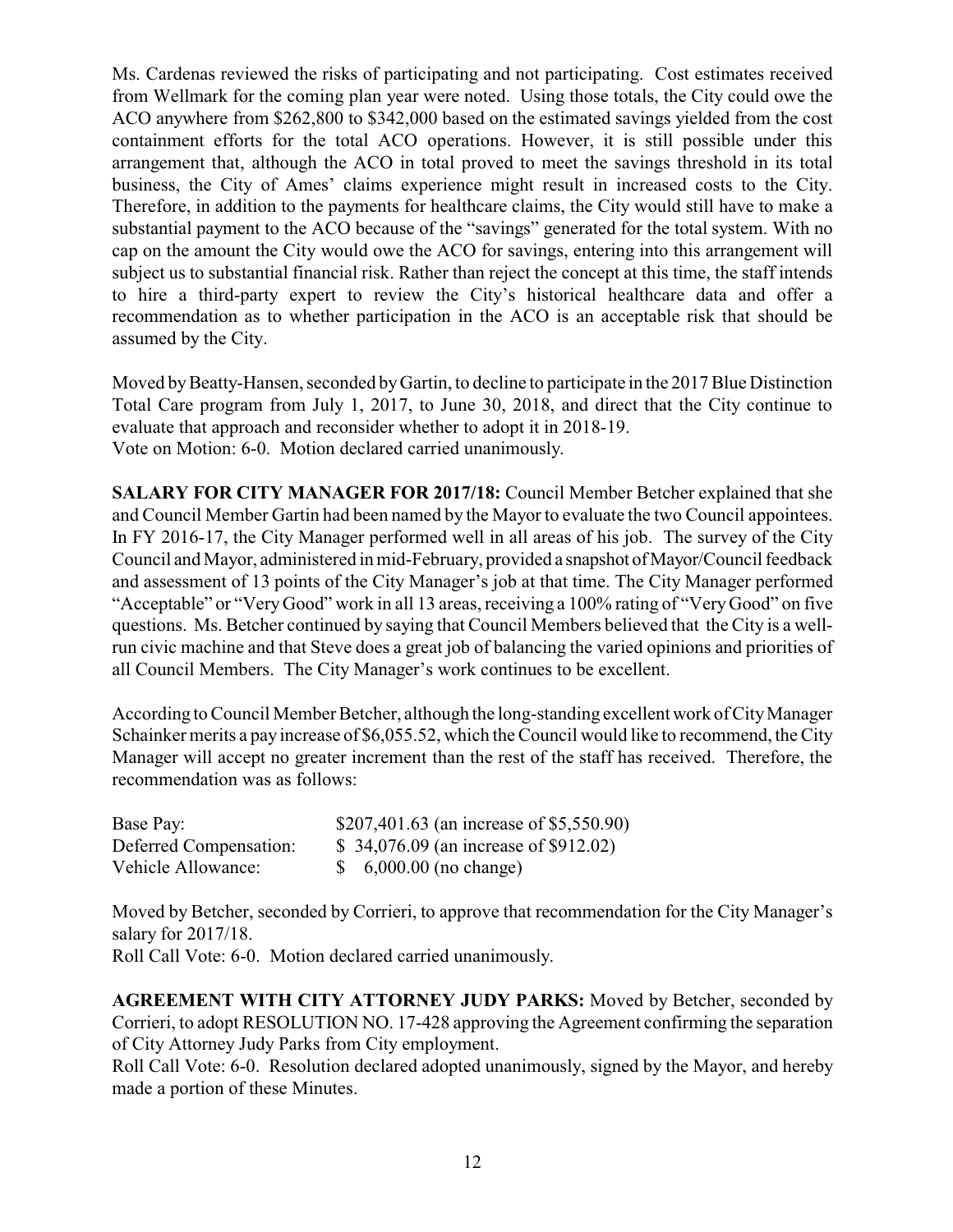Ms. Cardenas reviewed the risks of participating and not participating. Cost estimates received from Wellmark for the coming plan year were noted. Using those totals, the City could owe the ACO anywhere from $262,800 to $342,000 based on the estimated savings yielded from the cost containment efforts for the total ACO operations. However, it is still possible under this arrangement that, although the ACO in total proved to meet the savings threshold in its total business, the City of Ames' claims experience might result in increased costs to the City. Therefore, in addition to the payments for healthcare claims, the City would still have to make a substantial payment to the ACO because of the "savings" generated for the total system. With no cap on the amount the City would owe the ACO for savings, entering into this arrangement will subject us to substantial financial risk. Rather than reject the concept at this time, the staff intends to hire a third-party expert to review the City's historical healthcare data and offer a recommendation as to whether participation in the ACO is an acceptable risk that should be assumed by the City.

Moved by Beatty-Hansen, seconded by Gartin, to decline to participate in the 2017 Blue Distinction Total Care program from July 1, 2017, to June 30, 2018, and direct that the City continue to evaluate that approach and reconsider whether to adopt it in 2018-19.
Vote on Motion: 6-0. Motion declared carried unanimously.

**SALARY FOR CITY MANAGER FOR 2017/18:** Council Member Betcher explained that she and Council Member Gartin had been named by the Mayor to evaluate the two Council appointees. In FY 2016-17, the City Manager performed well in all areas of his job. The survey of the City Council and Mayor, administered in mid-February, provided a snapshot of Mayor/Council feedback and assessment of 13 points of the City Manager's job at that time. The City Manager performed "Acceptable" or "Very Good" work in all 13 areas, receiving a 100% rating of "Very Good" on five questions. Ms. Betcher continued by saying that Council Members believed that the City is a well-run civic machine and that Steve does a great job of balancing the varied opinions and priorities of all Council Members. The City Manager's work continues to be excellent.

According to Council Member Betcher, although the long-standing excellent work of City Manager Schainker merits a pay increase of $6,055.52, which the Council would like to recommend, the City Manager will accept no greater increment than the rest of the staff has received. Therefore, the recommendation was as follows:

| | |
|---|---|
| Base Pay: | $207,401.63 (an increase of $5,550.90) |
| Deferred Compensation: | $ 34,076.09 (an increase of $912.02) |
| Vehicle Allowance: | $ 6,000.00 (no change) |

Moved by Betcher, seconded by Corrieri, to approve that recommendation for the City Manager's salary for 2017/18.
Roll Call Vote: 6-0. Motion declared carried unanimously.

**AGREEMENT WITH CITY ATTORNEY JUDY PARKS:** Moved by Betcher, seconded by Corrieri, to adopt RESOLUTION NO. 17-428 approving the Agreement confirming the separation of City Attorney Judy Parks from City employment.
Roll Call Vote: 6-0. Resolution declared adopted unanimously, signed by the Mayor, and hereby made a portion of these Minutes.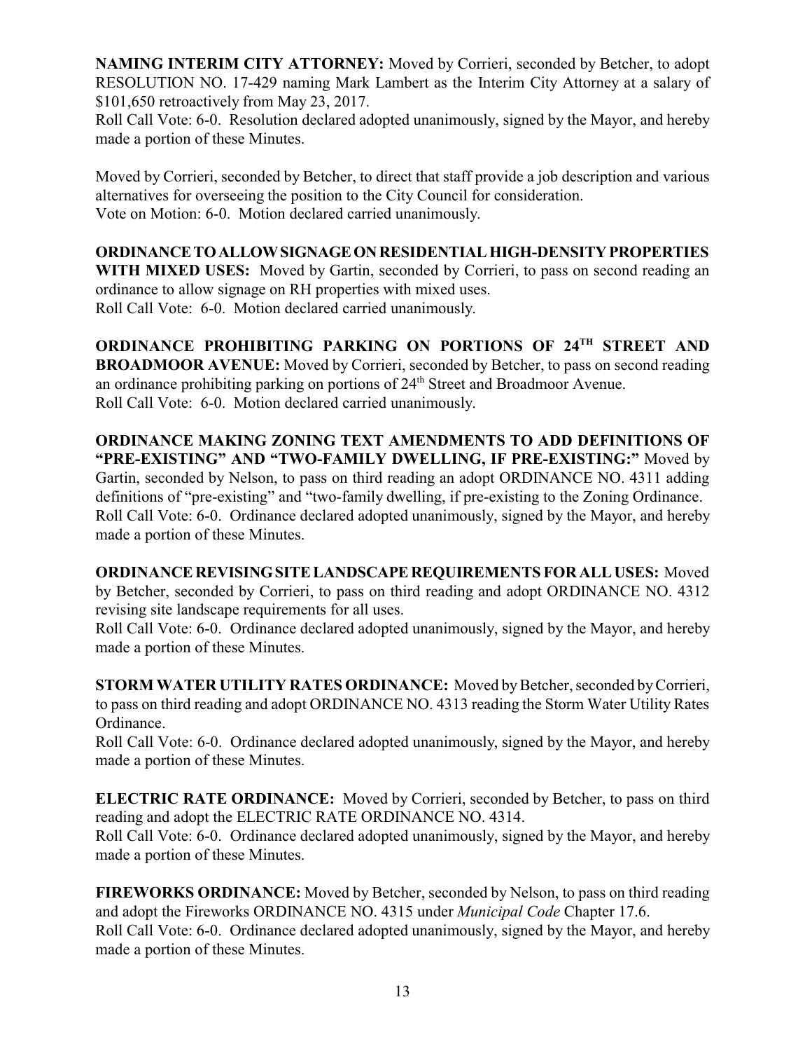**NAMING INTERIM CITY ATTORNEY:** Moved by Corrieri, seconded by Betcher, to adopt RESOLUTION NO. 17-429 naming Mark Lambert as the Interim City Attorney at a salary of $101,650 retroactively from May 23, 2017.
Roll Call Vote: 6-0. Resolution declared adopted unanimously, signed by the Mayor, and hereby made a portion of these Minutes.

Moved by Corrieri, seconded by Betcher, to direct that staff provide a job description and various alternatives for overseeing the position to the City Council for consideration.
Vote on Motion: 6-0. Motion declared carried unanimously.

**ORDINANCE TO ALLOW SIGNAGE ON RESIDENTIAL HIGH-DENSITY PROPERTIES WITH MIXED USES:** Moved by Gartin, seconded by Corrieri, to pass on second reading an ordinance to allow signage on RH properties with mixed uses.
Roll Call Vote: 6-0. Motion declared carried unanimously.

**ORDINANCE PROHIBITING PARKING ON PORTIONS OF 24TH STREET AND BROADMOOR AVENUE:** Moved by Corrieri, seconded by Betcher, to pass on second reading an ordinance prohibiting parking on portions of 24th Street and Broadmoor Avenue.
Roll Call Vote: 6-0. Motion declared carried unanimously.

**ORDINANCE MAKING ZONING TEXT AMENDMENTS TO ADD DEFINITIONS OF "PRE-EXISTING" AND "TWO-FAMILY DWELLING, IF PRE-EXISTING:"** Moved by Gartin, seconded by Nelson, to pass on third reading an adopt ORDINANCE NO. 4311 adding definitions of "pre-existing" and "two-family dwelling, if pre-existing to the Zoning Ordinance.
Roll Call Vote: 6-0. Ordinance declared adopted unanimously, signed by the Mayor, and hereby made a portion of these Minutes.

**ORDINANCE REVISING SITE LANDSCAPE REQUIREMENTS FOR ALL USES:** Moved by Betcher, seconded by Corrieri, to pass on third reading and adopt ORDINANCE NO. 4312 revising site landscape requirements for all uses.
Roll Call Vote: 6-0. Ordinance declared adopted unanimously, signed by the Mayor, and hereby made a portion of these Minutes.

**STORM WATER UTILITY RATES ORDINANCE:** Moved by Betcher, seconded by Corrieri, to pass on third reading and adopt ORDINANCE NO. 4313 reading the Storm Water Utility Rates Ordinance.
Roll Call Vote: 6-0. Ordinance declared adopted unanimously, signed by the Mayor, and hereby made a portion of these Minutes.

**ELECTRIC RATE ORDINANCE:** Moved by Corrieri, seconded by Betcher, to pass on third reading and adopt the ELECTRIC RATE ORDINANCE NO. 4314.
Roll Call Vote: 6-0. Ordinance declared adopted unanimously, signed by the Mayor, and hereby made a portion of these Minutes.

**FIREWORKS ORDINANCE:** Moved by Betcher, seconded by Nelson, to pass on third reading and adopt the Fireworks ORDINANCE NO. 4315 under *Municipal Code* Chapter 17.6.
Roll Call Vote: 6-0. Ordinance declared adopted unanimously, signed by the Mayor, and hereby made a portion of these Minutes.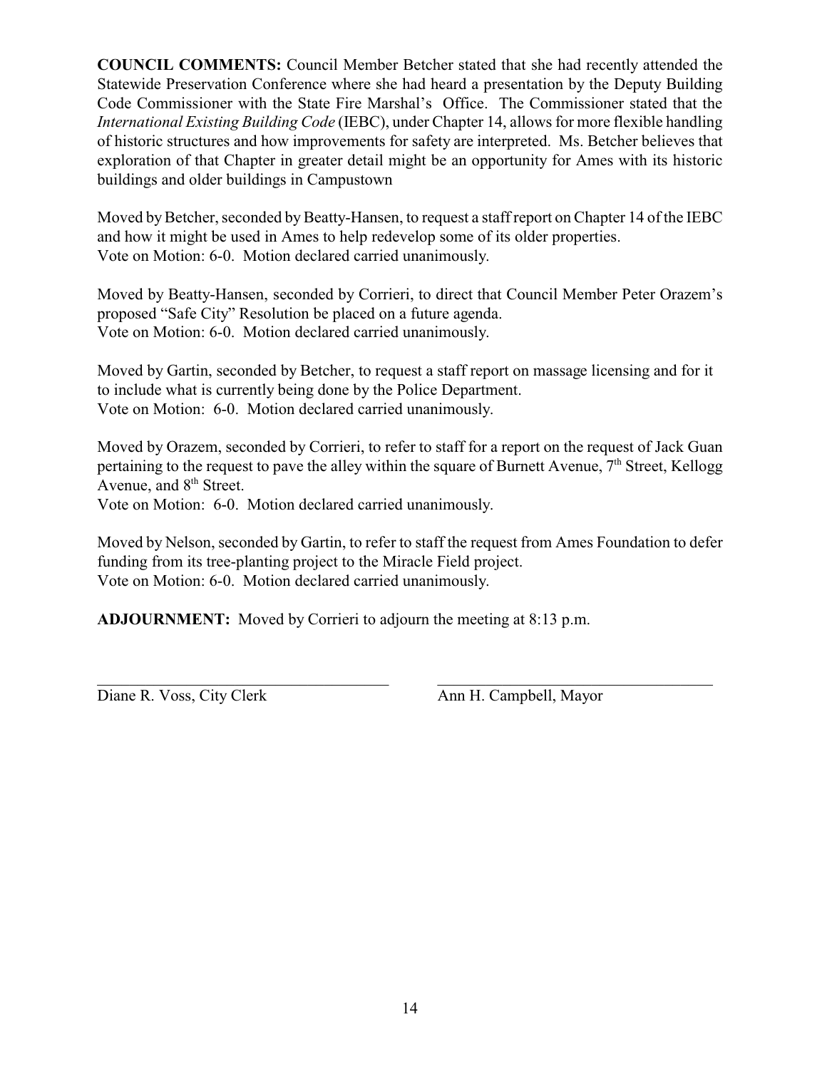**COUNCIL COMMENTS:** Council Member Betcher stated that she had recently attended the Statewide Preservation Conference where she had heard a presentation by the Deputy Building Code Commissioner with the State Fire Marshal's Office. The Commissioner stated that the *International Existing Building Code* (IEBC), under Chapter 14, allows for more flexible handling of historic structures and how improvements for safety are interpreted. Ms. Betcher believes that exploration of that Chapter in greater detail might be an opportunity for Ames with its historic buildings and older buildings in Campustown

Moved by Betcher, seconded by Beatty-Hansen, to request a staff report on Chapter 14 of the IEBC and how it might be used in Ames to help redevelop some of its older properties.
Vote on Motion: 6-0. Motion declared carried unanimously.

Moved by Beatty-Hansen, seconded by Corrieri, to direct that Council Member Peter Orazem's proposed "Safe City" Resolution be placed on a future agenda.
Vote on Motion: 6-0. Motion declared carried unanimously.

Moved by Gartin, seconded by Betcher, to request a staff report on massage licensing and for it to include what is currently being done by the Police Department.
Vote on Motion: 6-0. Motion declared carried unanimously.

Moved by Orazem, seconded by Corrieri, to refer to staff for a report on the request of Jack Guan pertaining to the request to pave the alley within the square of Burnett Avenue, 7th Street, Kellogg Avenue, and 8th Street.
Vote on Motion: 6-0. Motion declared carried unanimously.

Moved by Nelson, seconded by Gartin, to refer to staff the request from Ames Foundation to defer funding from its tree-planting project to the Miracle Field project.
Vote on Motion: 6-0. Motion declared carried unanimously.

**ADJOURNMENT:** Moved by Corrieri to adjourn the meeting at 8:13 p.m.

\_\_\_\_\_\_\_\_\_\_\_\_\_\_\_\_\_\_\_\_\_\_\_\_\_\_\_\_\_\_\_\_\_\_\_\_\_\_ \_\_\_\_\_\_\_\_\_\_\_\_\_\_\_\_\_\_\_\_\_\_\_\_\_\_\_\_\_\_\_\_\_\_\_\_\_\_

Diane R. Voss, City Clerk Ann H. Campbell, Mayor